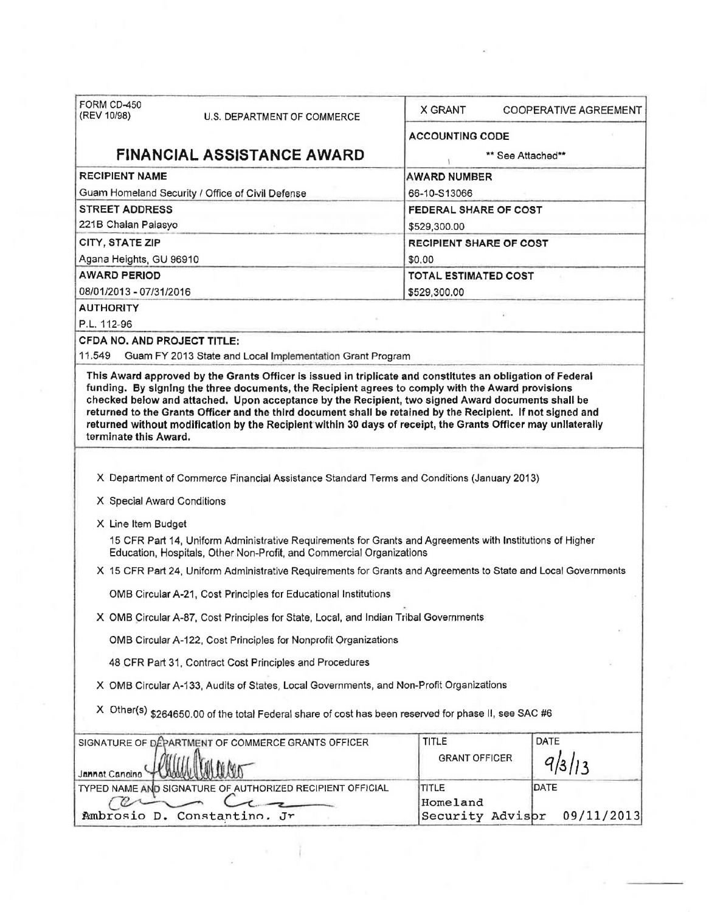FORM CD-450
(REV 10/98)

U.S. DEPARTMENT OF COMMERCE

# FINANCIAL ASSISTANCE AWARD

X GRANT    COOPERATIVE AGREEMENT

| | |
|---|---|
| **RECIPIENT NAME** | **ACCOUNTING CODE** |
| Guam Homeland Security / Office of Civil Defense | ** See Attached** |
| | **AWARD NUMBER** |
| | 66-10-S13066 |
| **STREET ADDRESS** | **FEDERAL SHARE OF COST** |
| 221B Chalan Palasyo | $529,300.00 |
| **CITY, STATE ZIP** | **RECIPIENT SHARE OF COST** |
| Agana Heights, GU 96910 | $0.00 |
| **AWARD PERIOD** | **TOTAL ESTIMATED COST** |
| 08/01/2013 - 07/31/2016 | $529,300.00 |

**AUTHORITY**

P.L. 112-96

**CFDA NO. AND PROJECT TITLE:**

11.549 Guam FY 2013 State and Local Implementation Grant Program

**This Award approved by the Grants Officer is issued in triplicate and constitutes an obligation of Federal funding. By signing the three documents, the Recipient agrees to comply with the Award provisions checked below and attached. Upon acceptance by the Recipient, two signed Award documents shall be returned to the Grants Officer and the third document shall be retained by the Recipient. If not signed and returned without modification by the Recipient within 30 days of receipt, the Grants Officer may unilaterally terminate this Award.**

X Department of Commerce Financial Assistance Standard Terms and Conditions (January 2013)

X Special Award Conditions

X Line Item Budget

  15 CFR Part 14, Uniform Administrative Requirements for Grants and Agreements with Institutions of Higher Education, Hospitals, Other Non-Profit, and Commercial Organizations

X 15 CFR Part 24, Uniform Administrative Requirements for Grants and Agreements to State and Local Governments

  OMB Circular A-21, Cost Principles for Educational Institutions

X OMB Circular A-87, Cost Principles for State, Local, and Indian Tribal Governments

  OMB Circular A-122, Cost Principles for Nonprofit Organizations

  48 CFR Part 31, Contract Cost Principles and Procedures

X OMB Circular A-133, Audits of States, Local Governments, and Non-Profit Organizations

X Other(s) $264650.00 of the total Federal share of cost has been reserved for phase II, see SAC #6

| SIGNATURE OF DEPARTMENT OF COMMERCE GRANTS OFFICER | TITLE | DATE |
|---|---|---|
| Jannet Cancino | GRANT OFFICER | 9/3/13 |
| **TYPED NAME AND SIGNATURE OF AUTHORIZED RECIPIENT OFFICIAL** | **TITLE** | **DATE** |
| Ambrosio D. Constantino. Jr | Homeland Security Advisor | 09/11/2013 |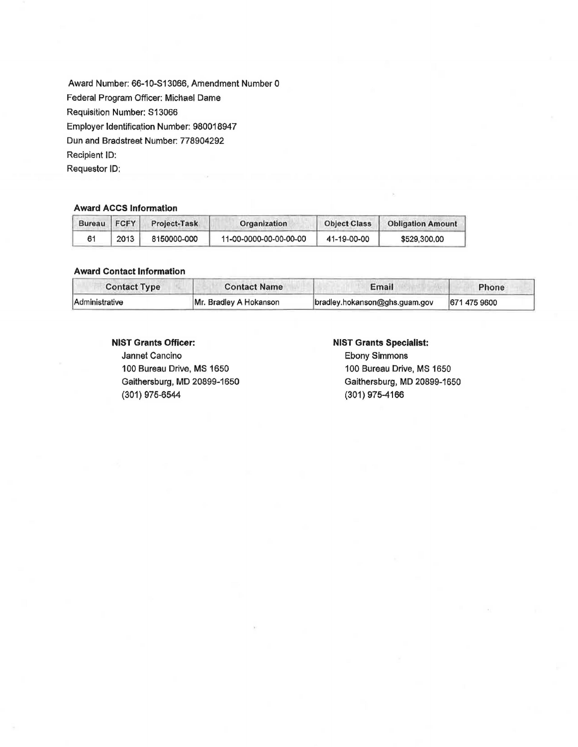Award Number: 66-10-S13066, Amendment Number 0
Federal Program Officer: Michael Dame
Requisition Number: S13066
Employer Identification Number: 980018947
Dun and Bradstreet Number: 778904292
Recipient ID:
Requestor ID:

**Award ACCS Information**

| Bureau | FCFY | Project-Task | Organization | Object Class | Obligation Amount |
|---|---|---|---|---|---|
| 61 | 2013 | 8150000-000 | 11-00-0000-00-00-00-00 | 41-19-00-00 | $529,300.00 |

**Award Contact Information**

| Contact Type | Contact Name | Email | Phone |
|---|---|---|---|
| Administrative | Mr. Bradley A Hokanson | bradley.hokanson@ghs.guam.gov | 671 475 9600 |

**NIST Grants Officer:**
Jannet Cancino
100 Bureau Drive, MS 1650
Gaithersburg, MD 20899-1650
(301) 975-6544

**NIST Grants Specialist:**
Ebony Simmons
100 Bureau Drive, MS 1650
Gaithersburg, MD 20899-1650
(301) 975-4166